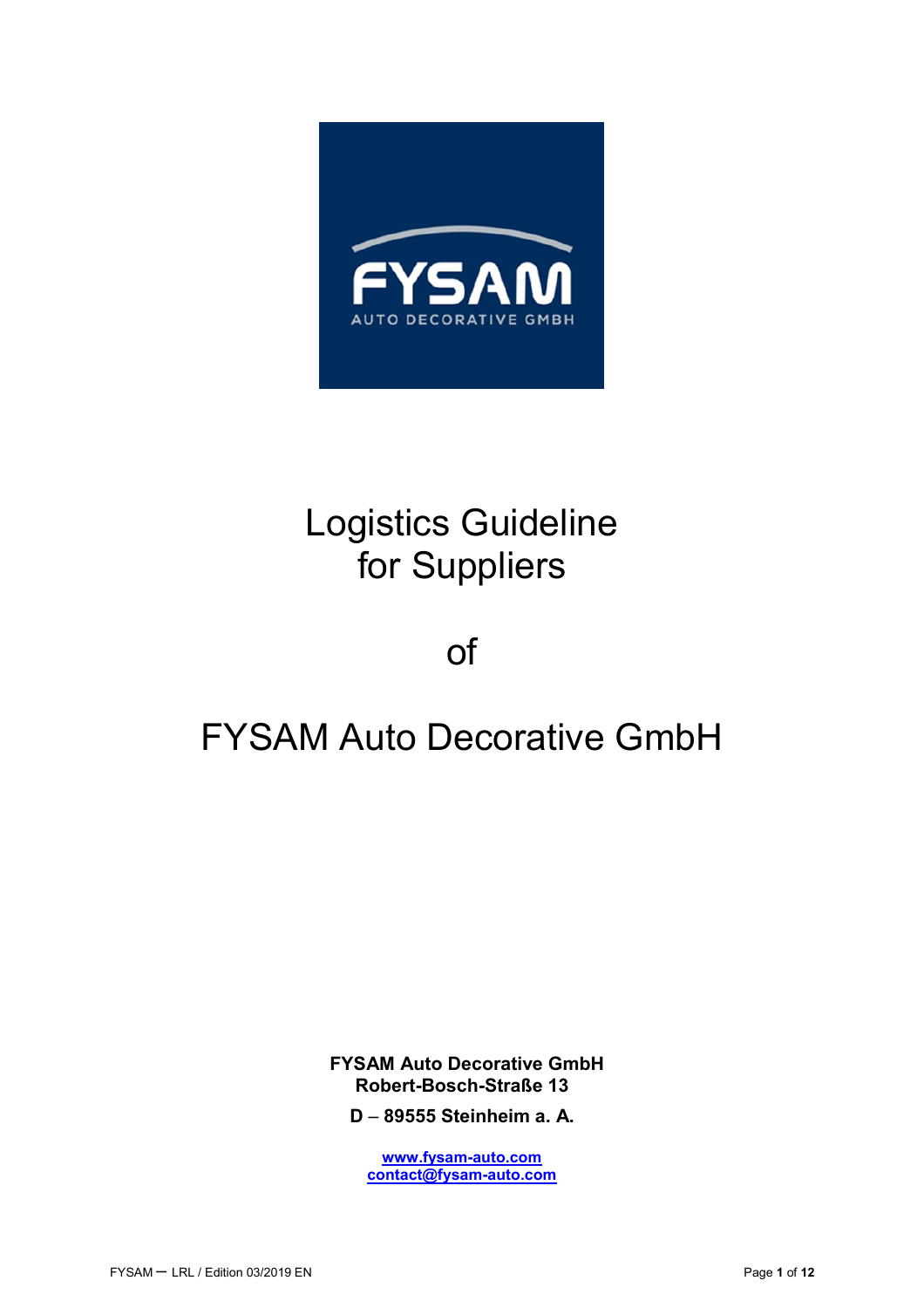# Logistics Guideline for Suppliers

of

# FYSAM Auto Decorative GmbH

**FYSAM Auto Decorative GmbH**
**Robert-Bosch-Straße 13**

**D – 89555 Steinheim a. A.**

**www.fysam-auto.com**
**contact@fysam-auto.com**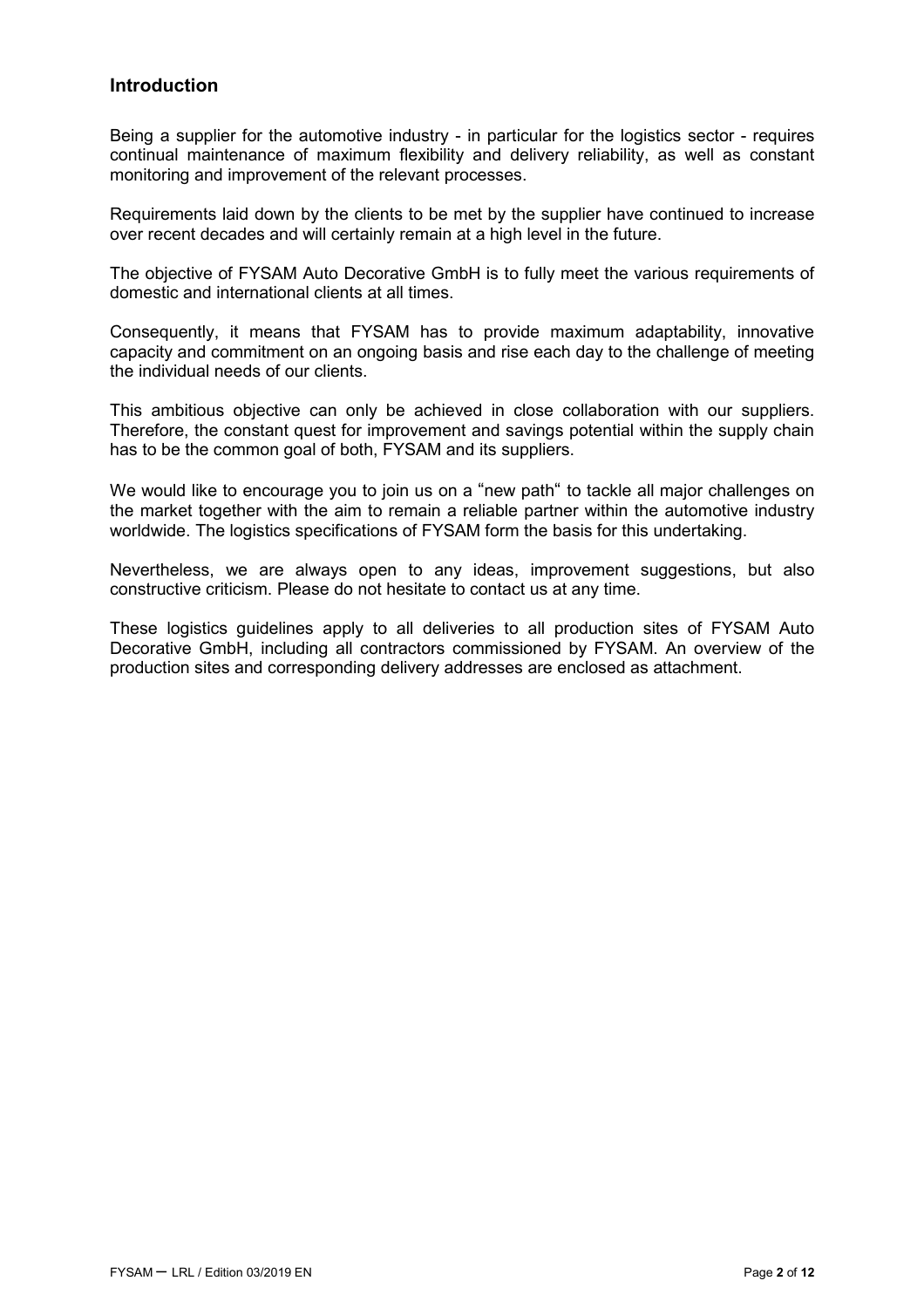## Introduction

Being a supplier for the automotive industry - in particular for the logistics sector - requires continual maintenance of maximum flexibility and delivery reliability, as well as constant monitoring and improvement of the relevant processes.

Requirements laid down by the clients to be met by the supplier have continued to increase over recent decades and will certainly remain at a high level in the future.

The objective of FYSAM Auto Decorative GmbH is to fully meet the various requirements of domestic and international clients at all times.

Consequently, it means that FYSAM has to provide maximum adaptability, innovative capacity and commitment on an ongoing basis and rise each day to the challenge of meeting the individual needs of our clients.

This ambitious objective can only be achieved in close collaboration with our suppliers. Therefore, the constant quest for improvement and savings potential within the supply chain has to be the common goal of both, FYSAM and its suppliers.

We would like to encourage you to join us on a "new path" to tackle all major challenges on the market together with the aim to remain a reliable partner within the automotive industry worldwide. The logistics specifications of FYSAM form the basis for this undertaking.

Nevertheless, we are always open to any ideas, improvement suggestions, but also constructive criticism. Please do not hesitate to contact us at any time.

These logistics guidelines apply to all deliveries to all production sites of FYSAM Auto Decorative GmbH, including all contractors commissioned by FYSAM. An overview of the production sites and corresponding delivery addresses are enclosed as attachment.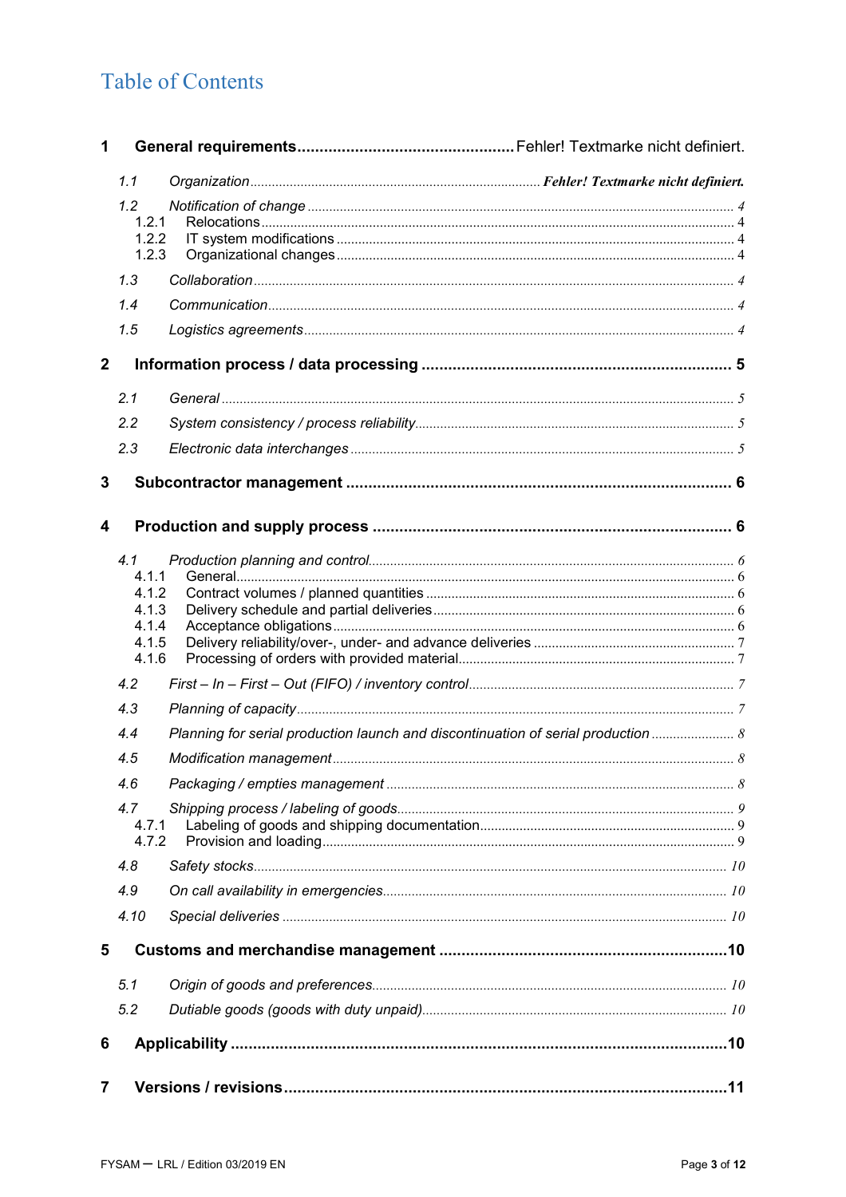# Table of Contents

**1 General requirements** ................................................ Fehler! Textmarke nicht definiert.

*1.1 Organization* ................................................ ***Fehler! Textmarke nicht definiert.***

*1.2 Notification of change* ................................................ 4
- 1.2.1 Relocations ................................................ 4
- 1.2.2 IT system modifications ................................................ 4
- 1.2.3 Organizational changes ................................................ 4

*1.3 Collaboration* ................................................ 4

*1.4 Communication* ................................................ 4

*1.5 Logistics agreements* ................................................ 4

**2 Information process / data processing** ................................................ **5**

*2.1 General* ................................................ 5

*2.2 System consistency / process reliability* ................................................ 5

*2.3 Electronic data interchanges* ................................................ 5

**3 Subcontractor management** ................................................ **6**

**4 Production and supply process** ................................................ **6**

*4.1 Production planning and control* ................................................ 6
- 4.1.1 General ................................................ 6
- 4.1.2 Contract volumes / planned quantities ................................................ 6
- 4.1.3 Delivery schedule and partial deliveries ................................................ 6
- 4.1.4 Acceptance obligations ................................................ 6
- 4.1.5 Delivery reliability/over-, under- and advance deliveries ................................................ 7
- 4.1.6 Processing of orders with provided material ................................................ 7

*4.2 First – In – First – Out (FIFO) / inventory control* ................................................ 7

*4.3 Planning of capacity* ................................................ 7

*4.4 Planning for serial production launch and discontinuation of serial production* ................................................ 8

*4.5 Modification management* ................................................ 8

*4.6 Packaging / empties management* ................................................ 8

*4.7 Shipping process / labeling of goods* ................................................ 9
- 4.7.1 Labeling of goods and shipping documentation ................................................ 9
- 4.7.2 Provision and loading ................................................ 9

*4.8 Safety stocks* ................................................ 10

*4.9 On call availability in emergencies* ................................................ 10

*4.10 Special deliveries* ................................................ 10

**5 Customs and merchandise management** ................................................ **10**

*5.1 Origin of goods and preferences* ................................................ 10

*5.2 Dutiable goods (goods with duty unpaid)* ................................................ 10

**6 Applicability** ................................................ **10**

**7 Versions / revisions** ................................................ **11**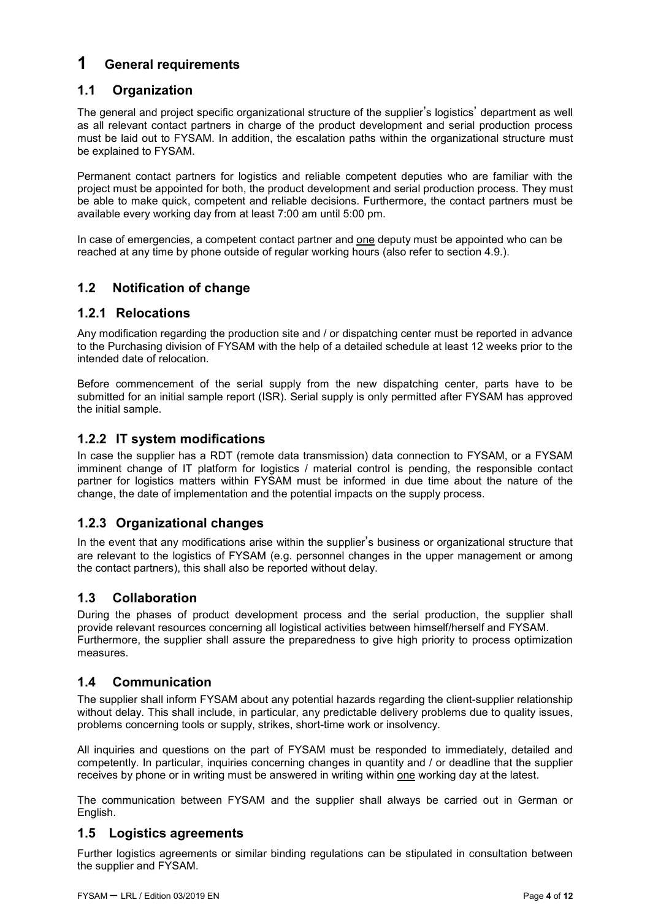# 1 General requirements

## 1.1 Organization

The general and project specific organizational structure of the supplier's logistics' department as well as all relevant contact partners in charge of the product development and serial production process must be laid out to FYSAM. In addition, the escalation paths within the organizational structure must be explained to FYSAM.

Permanent contact partners for logistics and reliable competent deputies who are familiar with the project must be appointed for both, the product development and serial production process. They must be able to make quick, competent and reliable decisions. Furthermore, the contact partners must be available every working day from at least 7:00 am until 5:00 pm.

In case of emergencies, a competent contact partner and one deputy must be appointed who can be reached at any time by phone outside of regular working hours (also refer to section 4.9.).

## 1.2 Notification of change

### 1.2.1 Relocations

Any modification regarding the production site and / or dispatching center must be reported in advance to the Purchasing division of FYSAM with the help of a detailed schedule at least 12 weeks prior to the intended date of relocation.

Before commencement of the serial supply from the new dispatching center, parts have to be submitted for an initial sample report (ISR). Serial supply is only permitted after FYSAM has approved the initial sample.

### 1.2.2 IT system modifications

In case the supplier has a RDT (remote data transmission) data connection to FYSAM, or a FYSAM imminent change of IT platform for logistics / material control is pending, the responsible contact partner for logistics matters within FYSAM must be informed in due time about the nature of the change, the date of implementation and the potential impacts on the supply process.

### 1.2.3 Organizational changes

In the event that any modifications arise within the supplier's business or organizational structure that are relevant to the logistics of FYSAM (e.g. personnel changes in the upper management or among the contact partners), this shall also be reported without delay.

## 1.3 Collaboration

During the phases of product development process and the serial production, the supplier shall provide relevant resources concerning all logistical activities between himself/herself and FYSAM. Furthermore, the supplier shall assure the preparedness to give high priority to process optimization measures.

## 1.4 Communication

The supplier shall inform FYSAM about any potential hazards regarding the client-supplier relationship without delay. This shall include, in particular, any predictable delivery problems due to quality issues, problems concerning tools or supply, strikes, short-time work or insolvency.

All inquiries and questions on the part of FYSAM must be responded to immediately, detailed and competently. In particular, inquiries concerning changes in quantity and / or deadline that the supplier receives by phone or in writing must be answered in writing within one working day at the latest.

The communication between FYSAM and the supplier shall always be carried out in German or English.

## 1.5 Logistics agreements

Further logistics agreements or similar binding regulations can be stipulated in consultation between the supplier and FYSAM.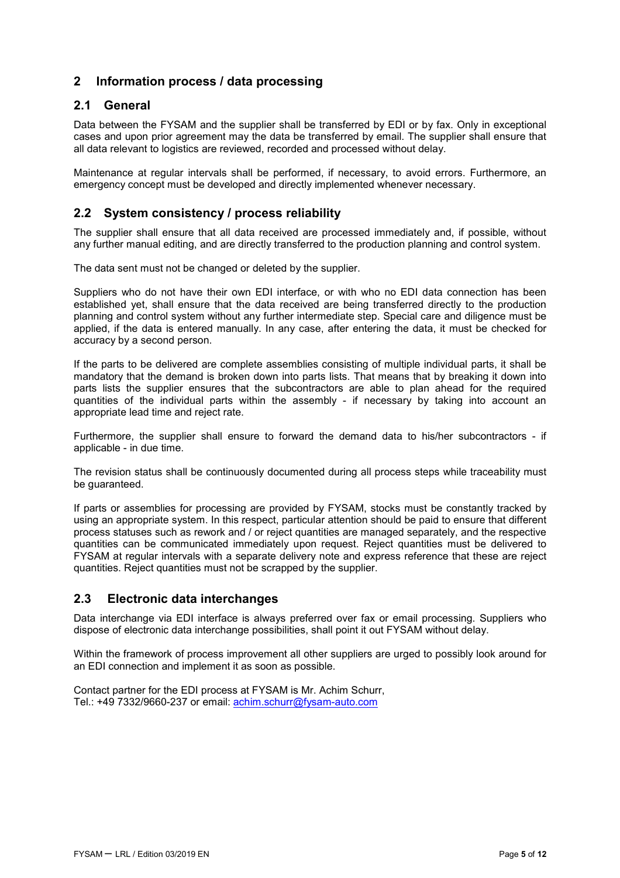## 2 Information process / data processing

### 2.1 General

Data between the FYSAM and the supplier shall be transferred by EDI or by fax. Only in exceptional cases and upon prior agreement may the data be transferred by email. The supplier shall ensure that all data relevant to logistics are reviewed, recorded and processed without delay.

Maintenance at regular intervals shall be performed, if necessary, to avoid errors. Furthermore, an emergency concept must be developed and directly implemented whenever necessary.

### 2.2 System consistency / process reliability

The supplier shall ensure that all data received are processed immediately and, if possible, without any further manual editing, and are directly transferred to the production planning and control system.

The data sent must not be changed or deleted by the supplier.

Suppliers who do not have their own EDI interface, or with who no EDI data connection has been established yet, shall ensure that the data received are being transferred directly to the production planning and control system without any further intermediate step. Special care and diligence must be applied, if the data is entered manually. In any case, after entering the data, it must be checked for accuracy by a second person.

If the parts to be delivered are complete assemblies consisting of multiple individual parts, it shall be mandatory that the demand is broken down into parts lists. That means that by breaking it down into parts lists the supplier ensures that the subcontractors are able to plan ahead for the required quantities of the individual parts within the assembly - if necessary by taking into account an appropriate lead time and reject rate.

Furthermore, the supplier shall ensure to forward the demand data to his/her subcontractors - if applicable - in due time.

The revision status shall be continuously documented during all process steps while traceability must be guaranteed.

If parts or assemblies for processing are provided by FYSAM, stocks must be constantly tracked by using an appropriate system. In this respect, particular attention should be paid to ensure that different process statuses such as rework and / or reject quantities are managed separately, and the respective quantities can be communicated immediately upon request. Reject quantities must be delivered to FYSAM at regular intervals with a separate delivery note and express reference that these are reject quantities. Reject quantities must not be scrapped by the supplier.

### 2.3 Electronic data interchanges

Data interchange via EDI interface is always preferred over fax or email processing. Suppliers who dispose of electronic data interchange possibilities, shall point it out FYSAM without delay.

Within the framework of process improvement all other suppliers are urged to possibly look around for an EDI connection and implement it as soon as possible.

Contact partner for the EDI process at FYSAM is Mr. Achim Schurr,
Tel.: +49 7332/9660-237 or email: achim.schurr@fysam-auto.com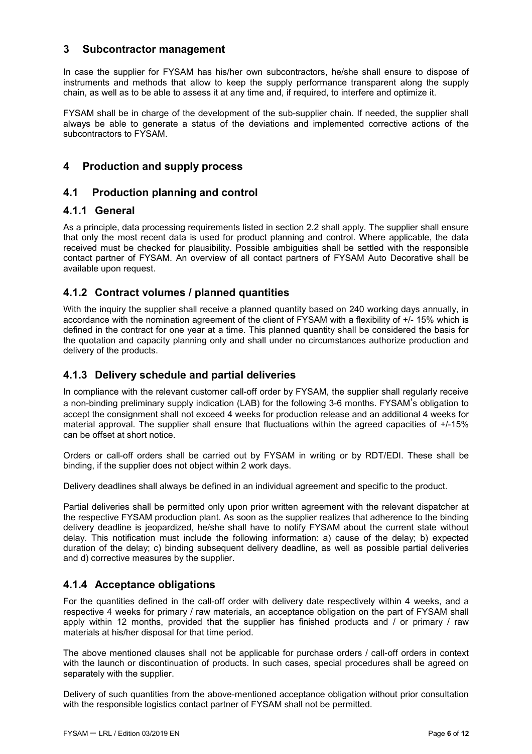# 3 Subcontractor management

In case the supplier for FYSAM has his/her own subcontractors, he/she shall ensure to dispose of instruments and methods that allow to keep the supply performance transparent along the supply chain, as well as to be able to assess it at any time and, if required, to interfere and optimize it.

FYSAM shall be in charge of the development of the sub-supplier chain. If needed, the supplier shall always be able to generate a status of the deviations and implemented corrective actions of the subcontractors to FYSAM.

# 4 Production and supply process

## 4.1 Production planning and control

### 4.1.1 General

As a principle, data processing requirements listed in section 2.2 shall apply. The supplier shall ensure that only the most recent data is used for product planning and control. Where applicable, the data received must be checked for plausibility. Possible ambiguities shall be settled with the responsible contact partner of FYSAM. An overview of all contact partners of FYSAM Auto Decorative shall be available upon request.

### 4.1.2 Contract volumes / planned quantities

With the inquiry the supplier shall receive a planned quantity based on 240 working days annually, in accordance with the nomination agreement of the client of FYSAM with a flexibility of +/- 15% which is defined in the contract for one year at a time. This planned quantity shall be considered the basis for the quotation and capacity planning only and shall under no circumstances authorize production and delivery of the products.

### 4.1.3 Delivery schedule and partial deliveries

In compliance with the relevant customer call-off order by FYSAM, the supplier shall regularly receive a non-binding preliminary supply indication (LAB) for the following 3-6 months. FYSAM's obligation to accept the consignment shall not exceed 4 weeks for production release and an additional 4 weeks for material approval. The supplier shall ensure that fluctuations within the agreed capacities of +/-15% can be offset at short notice.

Orders or call-off orders shall be carried out by FYSAM in writing or by RDT/EDI. These shall be binding, if the supplier does not object within 2 work days.

Delivery deadlines shall always be defined in an individual agreement and specific to the product.

Partial deliveries shall be permitted only upon prior written agreement with the relevant dispatcher at the respective FYSAM production plant. As soon as the supplier realizes that adherence to the binding delivery deadline is jeopardized, he/she shall have to notify FYSAM about the current state without delay. This notification must include the following information: a) cause of the delay; b) expected duration of the delay; c) binding subsequent delivery deadline, as well as possible partial deliveries and d) corrective measures by the supplier.

### 4.1.4 Acceptance obligations

For the quantities defined in the call-off order with delivery date respectively within 4 weeks, and a respective 4 weeks for primary / raw materials, an acceptance obligation on the part of FYSAM shall apply within 12 months, provided that the supplier has finished products and / or primary / raw materials at his/her disposal for that time period.

The above mentioned clauses shall not be applicable for purchase orders / call-off orders in context with the launch or discontinuation of products. In such cases, special procedures shall be agreed on separately with the supplier.

Delivery of such quantities from the above-mentioned acceptance obligation without prior consultation with the responsible logistics contact partner of FYSAM shall not be permitted.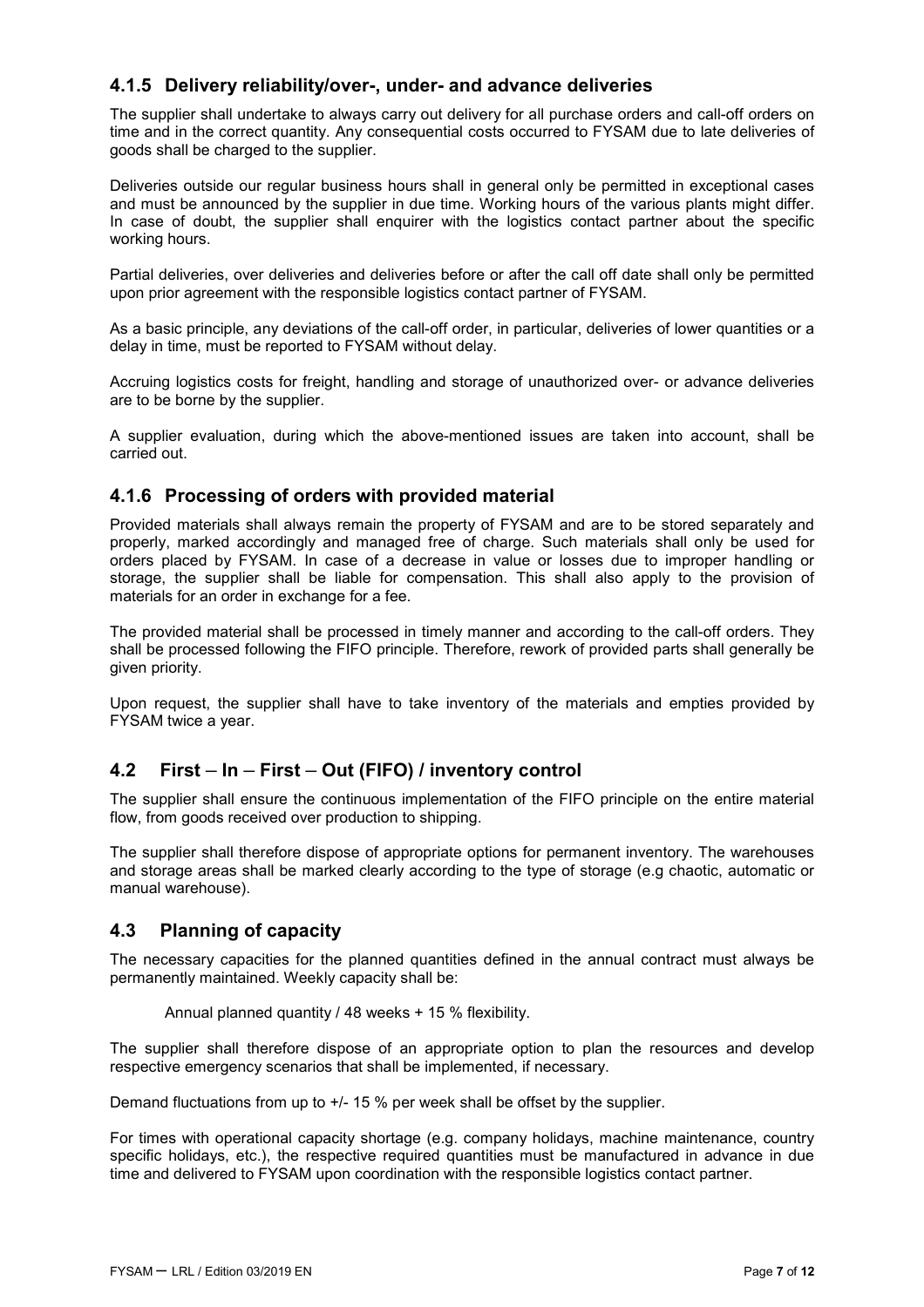### 4.1.5 Delivery reliability/over-, under- and advance deliveries

The supplier shall undertake to always carry out delivery for all purchase orders and call-off orders on time and in the correct quantity. Any consequential costs occurred to FYSAM due to late deliveries of goods shall be charged to the supplier.

Deliveries outside our regular business hours shall in general only be permitted in exceptional cases and must be announced by the supplier in due time. Working hours of the various plants might differ. In case of doubt, the supplier shall enquirer with the logistics contact partner about the specific working hours.

Partial deliveries, over deliveries and deliveries before or after the call off date shall only be permitted upon prior agreement with the responsible logistics contact partner of FYSAM.

As a basic principle, any deviations of the call-off order, in particular, deliveries of lower quantities or a delay in time, must be reported to FYSAM without delay.

Accruing logistics costs for freight, handling and storage of unauthorized over- or advance deliveries are to be borne by the supplier.

A supplier evaluation, during which the above-mentioned issues are taken into account, shall be carried out.

### 4.1.6 Processing of orders with provided material

Provided materials shall always remain the property of FYSAM and are to be stored separately and properly, marked accordingly and managed free of charge. Such materials shall only be used for orders placed by FYSAM. In case of a decrease in value or losses due to improper handling or storage, the supplier shall be liable for compensation. This shall also apply to the provision of materials for an order in exchange for a fee.

The provided material shall be processed in timely manner and according to the call-off orders. They shall be processed following the FIFO principle. Therefore, rework of provided parts shall generally be given priority.

Upon request, the supplier shall have to take inventory of the materials and empties provided by FYSAM twice a year.

## 4.2 First – In – First – Out (FIFO) / inventory control

The supplier shall ensure the continuous implementation of the FIFO principle on the entire material flow, from goods received over production to shipping.

The supplier shall therefore dispose of appropriate options for permanent inventory. The warehouses and storage areas shall be marked clearly according to the type of storage (e.g chaotic, automatic or manual warehouse).

## 4.3 Planning of capacity

The necessary capacities for the planned quantities defined in the annual contract must always be permanently maintained. Weekly capacity shall be:

Annual planned quantity / 48 weeks + 15 % flexibility.

The supplier shall therefore dispose of an appropriate option to plan the resources and develop respective emergency scenarios that shall be implemented, if necessary.

Demand fluctuations from up to +/- 15 % per week shall be offset by the supplier.

For times with operational capacity shortage (e.g. company holidays, machine maintenance, country specific holidays, etc.), the respective required quantities must be manufactured in advance in due time and delivered to FYSAM upon coordination with the responsible logistics contact partner.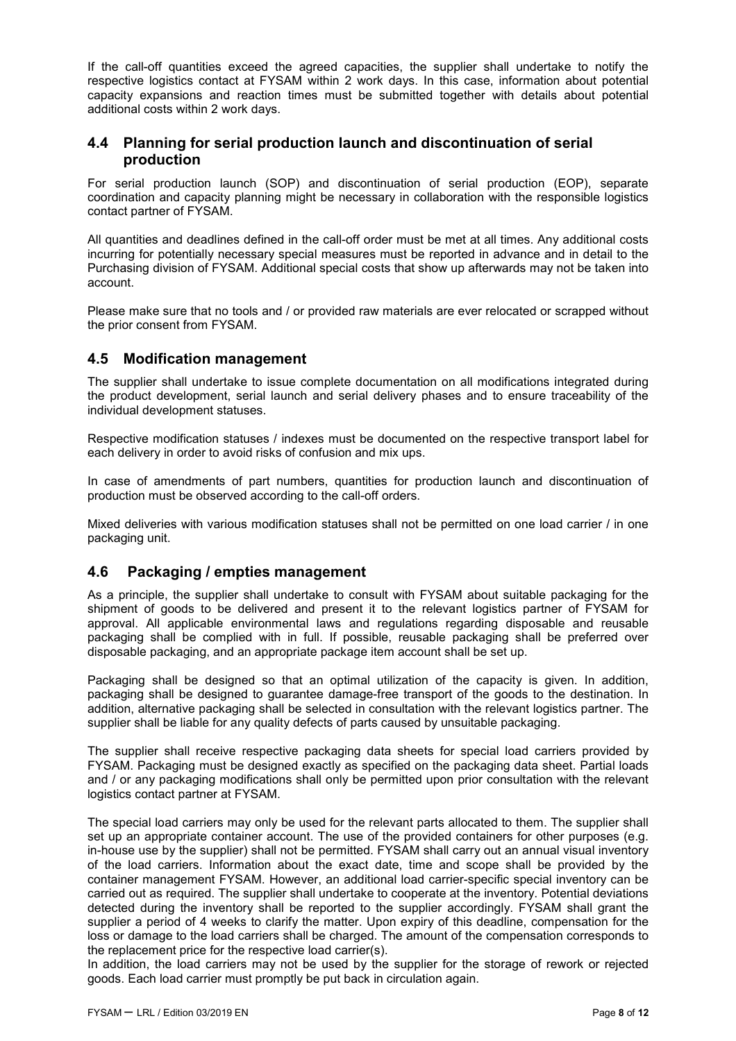If the call-off quantities exceed the agreed capacities, the supplier shall undertake to notify the respective logistics contact at FYSAM within 2 work days. In this case, information about potential capacity expansions and reaction times must be submitted together with details about potential additional costs within 2 work days.

## 4.4 Planning for serial production launch and discontinuation of serial production

For serial production launch (SOP) and discontinuation of serial production (EOP), separate coordination and capacity planning might be necessary in collaboration with the responsible logistics contact partner of FYSAM.

All quantities and deadlines defined in the call-off order must be met at all times. Any additional costs incurring for potentially necessary special measures must be reported in advance and in detail to the Purchasing division of FYSAM. Additional special costs that show up afterwards may not be taken into account.

Please make sure that no tools and / or provided raw materials are ever relocated or scrapped without the prior consent from FYSAM.

## 4.5 Modification management

The supplier shall undertake to issue complete documentation on all modifications integrated during the product development, serial launch and serial delivery phases and to ensure traceability of the individual development statuses.

Respective modification statuses / indexes must be documented on the respective transport label for each delivery in order to avoid risks of confusion and mix ups.

In case of amendments of part numbers, quantities for production launch and discontinuation of production must be observed according to the call-off orders.

Mixed deliveries with various modification statuses shall not be permitted on one load carrier / in one packaging unit.

## 4.6 Packaging / empties management

As a principle, the supplier shall undertake to consult with FYSAM about suitable packaging for the shipment of goods to be delivered and present it to the relevant logistics partner of FYSAM for approval. All applicable environmental laws and regulations regarding disposable and reusable packaging shall be complied with in full. If possible, reusable packaging shall be preferred over disposable packaging, and an appropriate package item account shall be set up.

Packaging shall be designed so that an optimal utilization of the capacity is given. In addition, packaging shall be designed to guarantee damage-free transport of the goods to the destination. In addition, alternative packaging shall be selected in consultation with the relevant logistics partner. The supplier shall be liable for any quality defects of parts caused by unsuitable packaging.

The supplier shall receive respective packaging data sheets for special load carriers provided by FYSAM. Packaging must be designed exactly as specified on the packaging data sheet. Partial loads and / or any packaging modifications shall only be permitted upon prior consultation with the relevant logistics contact partner at FYSAM.

The special load carriers may only be used for the relevant parts allocated to them. The supplier shall set up an appropriate container account. The use of the provided containers for other purposes (e.g. in-house use by the supplier) shall not be permitted. FYSAM shall carry out an annual visual inventory of the load carriers. Information about the exact date, time and scope shall be provided by the container management FYSAM. However, an additional load carrier-specific special inventory can be carried out as required. The supplier shall undertake to cooperate at the inventory. Potential deviations detected during the inventory shall be reported to the supplier accordingly. FYSAM shall grant the supplier a period of 4 weeks to clarify the matter. Upon expiry of this deadline, compensation for the loss or damage to the load carriers shall be charged. The amount of the compensation corresponds to the replacement price for the respective load carrier(s).
In addition, the load carriers may not be used by the supplier for the storage of rework or rejected goods. Each load carrier must promptly be put back in circulation again.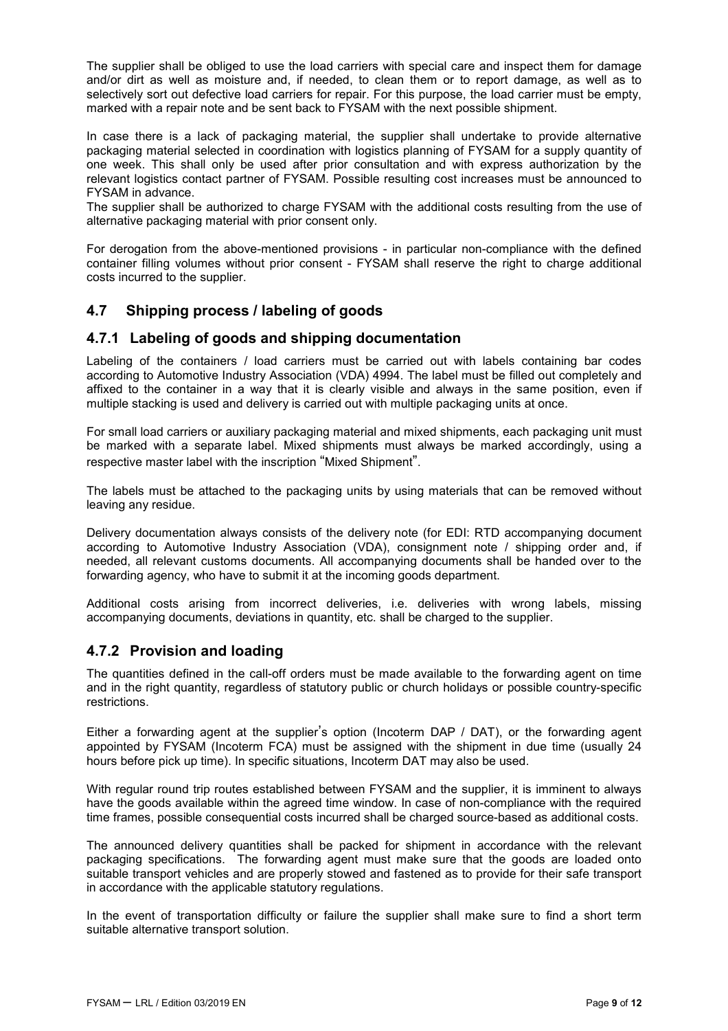The supplier shall be obliged to use the load carriers with special care and inspect them for damage and/or dirt as well as moisture and, if needed, to clean them or to report damage, as well as to selectively sort out defective load carriers for repair. For this purpose, the load carrier must be empty, marked with a repair note and be sent back to FYSAM with the next possible shipment.

In case there is a lack of packaging material, the supplier shall undertake to provide alternative packaging material selected in coordination with logistics planning of FYSAM for a supply quantity of one week. This shall only be used after prior consultation and with express authorization by the relevant logistics contact partner of FYSAM. Possible resulting cost increases must be announced to FYSAM in advance.
The supplier shall be authorized to charge FYSAM with the additional costs resulting from the use of alternative packaging material with prior consent only.

For derogation from the above-mentioned provisions - in particular non-compliance with the defined container filling volumes without prior consent - FYSAM shall reserve the right to charge additional costs incurred to the supplier.

## 4.7 Shipping process / labeling of goods

### 4.7.1 Labeling of goods and shipping documentation

Labeling of the containers / load carriers must be carried out with labels containing bar codes according to Automotive Industry Association (VDA) 4994. The label must be filled out completely and affixed to the container in a way that it is clearly visible and always in the same position, even if multiple stacking is used and delivery is carried out with multiple packaging units at once.

For small load carriers or auxiliary packaging material and mixed shipments, each packaging unit must be marked with a separate label. Mixed shipments must always be marked accordingly, using a respective master label with the inscription "Mixed Shipment".

The labels must be attached to the packaging units by using materials that can be removed without leaving any residue.

Delivery documentation always consists of the delivery note (for EDI: RTD accompanying document according to Automotive Industry Association (VDA), consignment note / shipping order and, if needed, all relevant customs documents. All accompanying documents shall be handed over to the forwarding agency, who have to submit it at the incoming goods department.

Additional costs arising from incorrect deliveries, i.e. deliveries with wrong labels, missing accompanying documents, deviations in quantity, etc. shall be charged to the supplier.

### 4.7.2 Provision and loading

The quantities defined in the call-off orders must be made available to the forwarding agent on time and in the right quantity, regardless of statutory public or church holidays or possible country-specific restrictions.

Either a forwarding agent at the supplier's option (Incoterm DAP / DAT), or the forwarding agent appointed by FYSAM (Incoterm FCA) must be assigned with the shipment in due time (usually 24 hours before pick up time). In specific situations, Incoterm DAT may also be used.

With regular round trip routes established between FYSAM and the supplier, it is imminent to always have the goods available within the agreed time window. In case of non-compliance with the required time frames, possible consequential costs incurred shall be charged source-based as additional costs.

The announced delivery quantities shall be packed for shipment in accordance with the relevant packaging specifications. The forwarding agent must make sure that the goods are loaded onto suitable transport vehicles and are properly stowed and fastened as to provide for their safe transport in accordance with the applicable statutory regulations.

In the event of transportation difficulty or failure the supplier shall make sure to find a short term suitable alternative transport solution.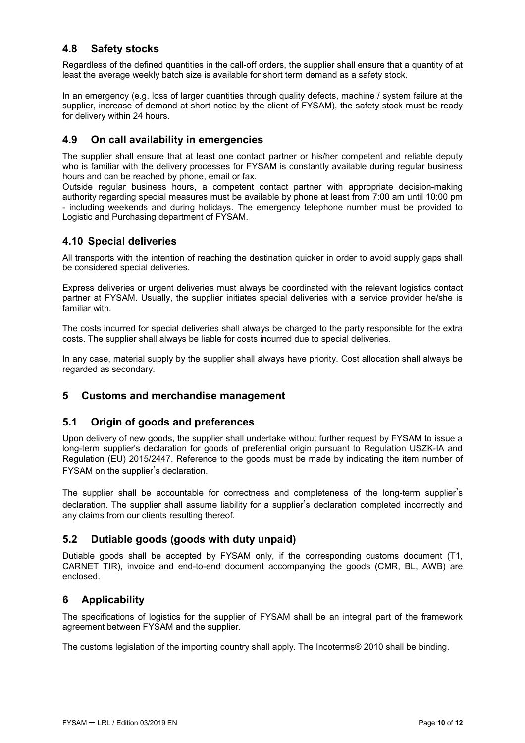### 4.8 Safety stocks

Regardless of the defined quantities in the call-off orders, the supplier shall ensure that a quantity of at least the average weekly batch size is available for short term demand as a safety stock.

In an emergency (e.g. loss of larger quantities through quality defects, machine / system failure at the supplier, increase of demand at short notice by the client of FYSAM), the safety stock must be ready for delivery within 24 hours.

### 4.9 On call availability in emergencies

The supplier shall ensure that at least one contact partner or his/her competent and reliable deputy who is familiar with the delivery processes for FYSAM is constantly available during regular business hours and can be reached by phone, email or fax.
Outside regular business hours, a competent contact partner with appropriate decision-making authority regarding special measures must be available by phone at least from 7:00 am until 10:00 pm - including weekends and during holidays. The emergency telephone number must be provided to Logistic and Purchasing department of FYSAM.

### 4.10 Special deliveries

All transports with the intention of reaching the destination quicker in order to avoid supply gaps shall be considered special deliveries.

Express deliveries or urgent deliveries must always be coordinated with the relevant logistics contact partner at FYSAM. Usually, the supplier initiates special deliveries with a service provider he/she is familiar with.

The costs incurred for special deliveries shall always be charged to the party responsible for the extra costs. The supplier shall always be liable for costs incurred due to special deliveries.

In any case, material supply by the supplier shall always have priority. Cost allocation shall always be regarded as secondary.

## 5 Customs and merchandise management

### 5.1 Origin of goods and preferences

Upon delivery of new goods, the supplier shall undertake without further request by FYSAM to issue a long-term supplier's declaration for goods of preferential origin pursuant to Regulation USZK-IA and Regulation (EU) 2015/2447. Reference to the goods must be made by indicating the item number of FYSAM on the supplier's declaration.

The supplier shall be accountable for correctness and completeness of the long-term supplier's declaration. The supplier shall assume liability for a supplier's declaration completed incorrectly and any claims from our clients resulting thereof.

### 5.2 Dutiable goods (goods with duty unpaid)

Dutiable goods shall be accepted by FYSAM only, if the corresponding customs document (T1, CARNET TIR), invoice and end-to-end document accompanying the goods (CMR, BL, AWB) are enclosed.

## 6 Applicability

The specifications of logistics for the supplier of FYSAM shall be an integral part of the framework agreement between FYSAM and the supplier.

The customs legislation of the importing country shall apply. The Incoterms® 2010 shall be binding.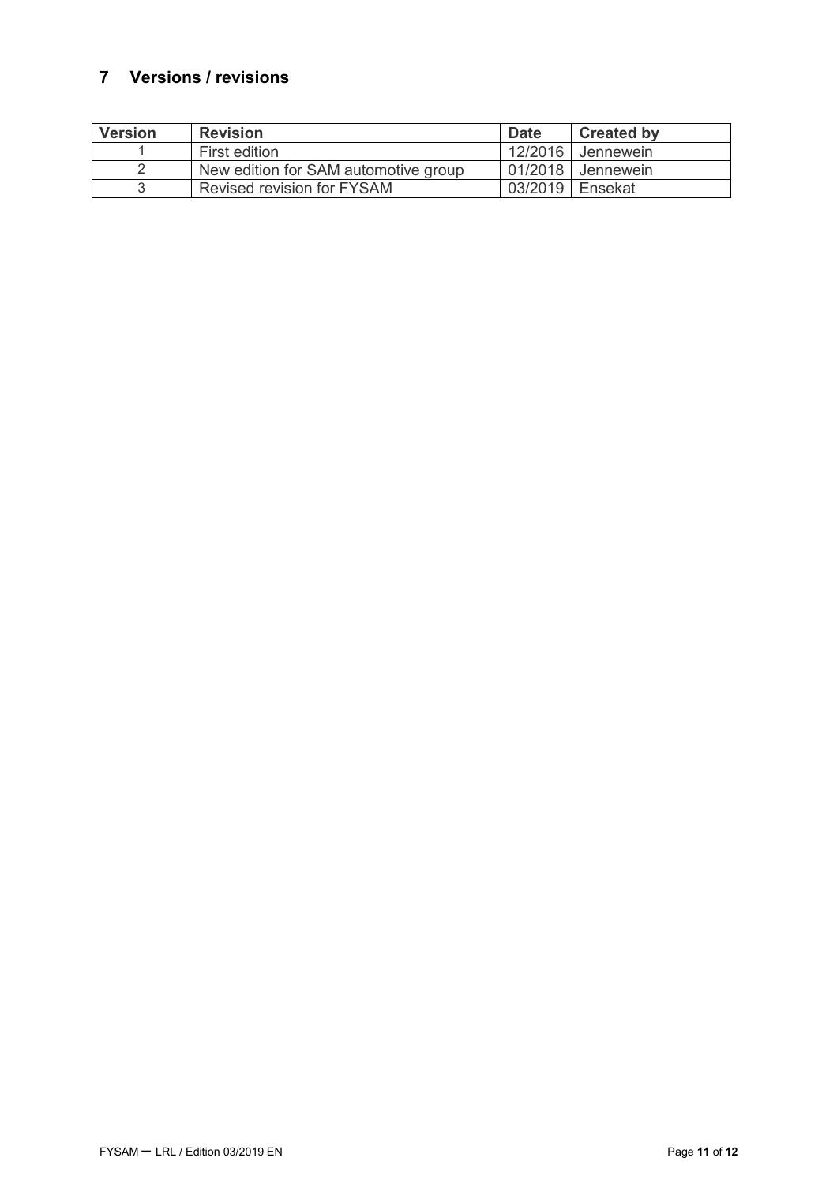## 7 Versions / revisions

| Version | Revision | Date | Created by |
| --- | --- | --- | --- |
| 1 | First edition | 12/2016 | Jennewein |
| 2 | New edition for SAM automotive group | 01/2018 | Jennewein |
| 3 | Revised revision for FYSAM | 03/2019 | Ensekat |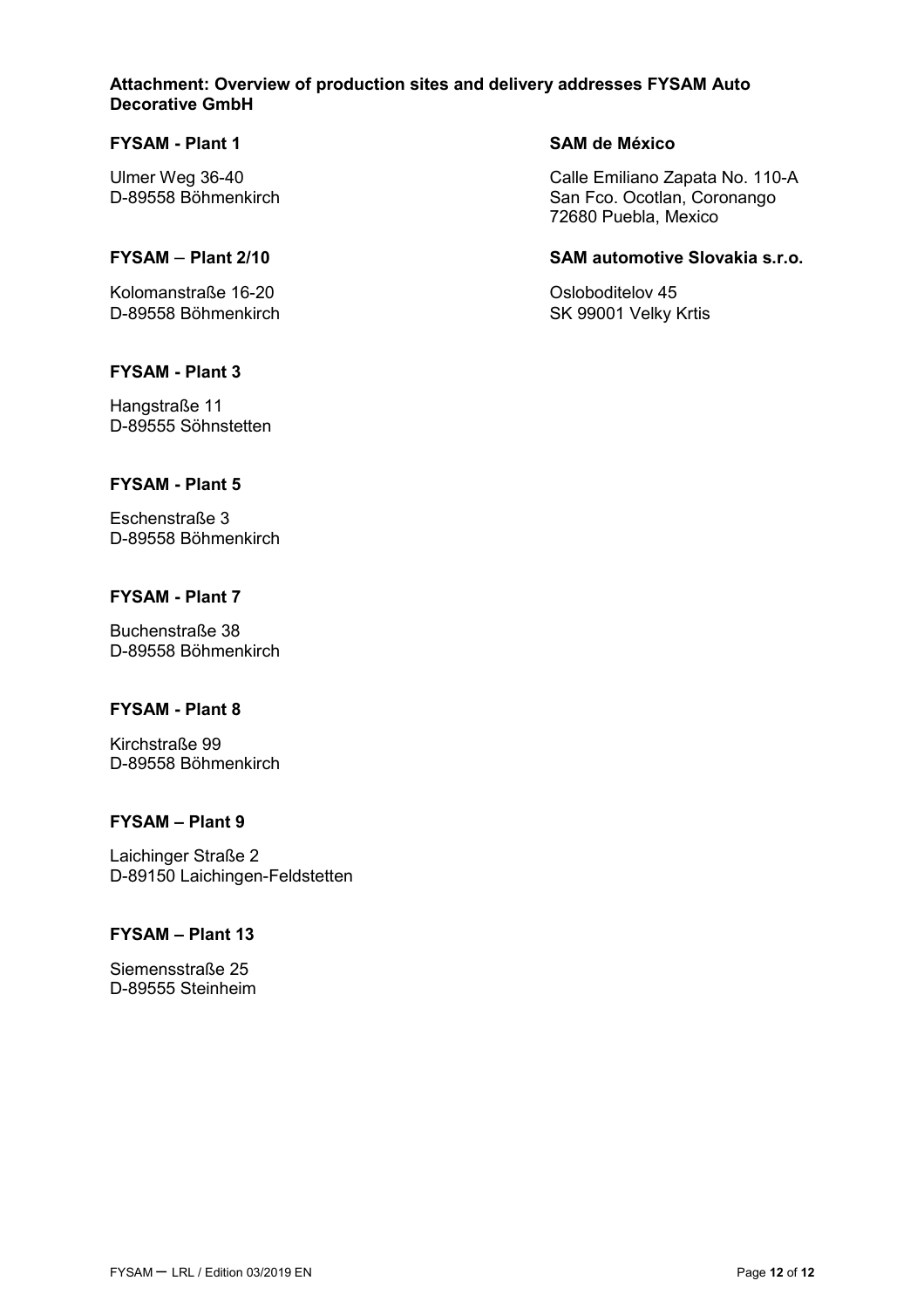**Attachment: Overview of production sites and delivery addresses FYSAM Auto Decorative GmbH**

**FYSAM - Plant 1**

Ulmer Weg 36-40
D-89558 Böhmenkirch

**FYSAM – Plant 2/10**

Kolomanstraße 16-20
D-89558 Böhmenkirch

**FYSAM - Plant 3**

Hangstraße 11
D-89555 Söhnstetten

**FYSAM - Plant 5**

Eschenstraße 3
D-89558 Böhmenkirch

**FYSAM - Plant 7**

Buchenstraße 38
D-89558 Böhmenkirch

**FYSAM - Plant 8**

Kirchstraße 99
D-89558 Böhmenkirch

**FYSAM – Plant 9**

Laichinger Straße 2
D-89150 Laichingen-Feldstetten

**FYSAM – Plant 13**

Siemensstraße 25
D-89555 Steinheim

**SAM de México**

Calle Emiliano Zapata No. 110-A
San Fco. Ocotlan, Coronango
72680 Puebla, Mexico

**SAM automotive Slovakia s.r.o.**

Osloboditelov 45
SK 99001 Velky Krtis